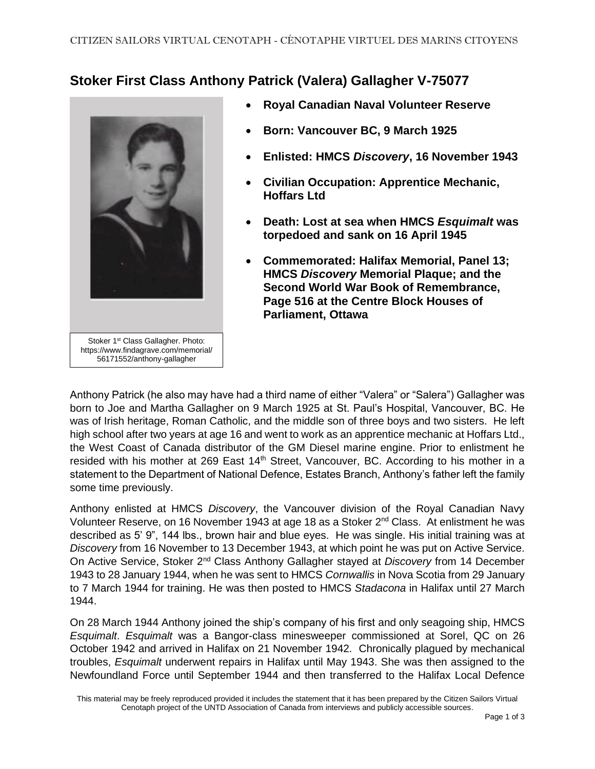## Stoker First Class Anthony Patrick (Valera) Gallagher V-75077

- **Royal Canadian Naval Volunteer Reserve**
- **Born: Vancouver BC, 9 March 1925**
- **Enlisted: HMCS *Discovery*, 16 November 1943**
- **Civilian Occupation: Apprentice Mechanic, Hoffars Ltd**
- **Death: Lost at sea when HMCS *Esquimalt* was torpedoed and sank on 16 April 1945**
- **Commemorated: Halifax Memorial, Panel 13; HMCS *Discovery* Memorial Plaque; and the Second World War Book of Remembrance, Page 516 at the Centre Block Houses of Parliament, Ottawa**

Stoker 1st Class Gallagher. Photo: https://www.findagrave.com/memorial/56171552/anthony-gallagher

Anthony Patrick (he also may have had a third name of either "Valera" or "Salera") Gallagher was born to Joe and Martha Gallagher on 9 March 1925 at St. Paul's Hospital, Vancouver, BC. He was of Irish heritage, Roman Catholic, and the middle son of three boys and two sisters. He left high school after two years at age 16 and went to work as an apprentice mechanic at Hoffars Ltd., the West Coast of Canada distributor of the GM Diesel marine engine. Prior to enlistment he resided with his mother at 269 East 14th Street, Vancouver, BC. According to his mother in a statement to the Department of National Defence, Estates Branch, Anthony's father left the family some time previously.

Anthony enlisted at HMCS *Discovery*, the Vancouver division of the Royal Canadian Navy Volunteer Reserve, on 16 November 1943 at age 18 as a Stoker 2nd Class. At enlistment he was described as 5' 9", 144 lbs., brown hair and blue eyes. He was single. His initial training was at *Discovery* from 16 November to 13 December 1943, at which point he was put on Active Service. On Active Service, Stoker 2nd Class Anthony Gallagher stayed at *Discovery* from 14 December 1943 to 28 January 1944, when he was sent to HMCS *Cornwallis* in Nova Scotia from 29 January to 7 March 1944 for training. He was then posted to HMCS *Stadacona* in Halifax until 27 March 1944.

On 28 March 1944 Anthony joined the ship's company of his first and only seagoing ship, HMCS *Esquimalt*. *Esquimalt* was a Bangor-class minesweeper commissioned at Sorel, QC on 26 October 1942 and arrived in Halifax on 21 November 1942. Chronically plagued by mechanical troubles, *Esquimalt* underwent repairs in Halifax until May 1943. She was then assigned to the Newfoundland Force until September 1944 and then transferred to the Halifax Local Defence

This material may be freely reproduced provided it includes the statement that it has been prepared by the Citizen Sailors Virtual Cenotaph project of the UNTD Association of Canada from interviews and publicly accessible sources.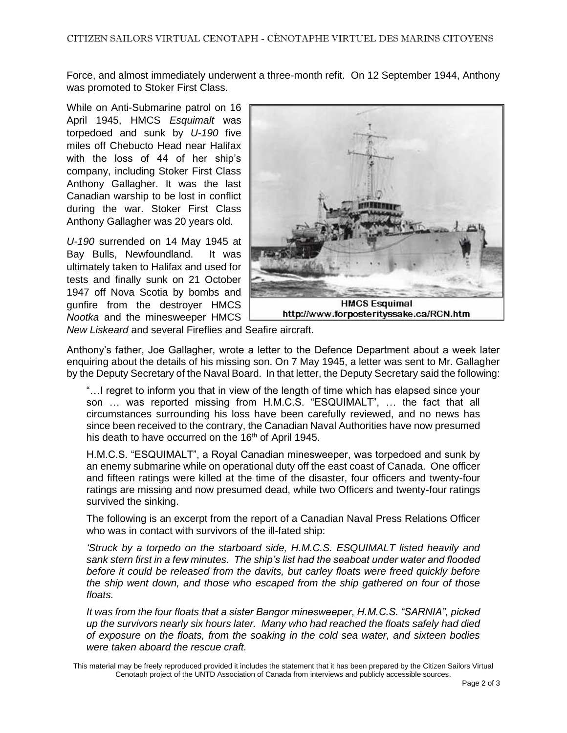Force, and almost immediately underwent a three-month refit. On 12 September 1944, Anthony was promoted to Stoker First Class.

While on Anti-Submarine patrol on 16 April 1945, HMCS *Esquimalt* was torpedoed and sunk by *U-190* five miles off Chebucto Head near Halifax with the loss of 44 of her ship's company, including Stoker First Class Anthony Gallagher. It was the last Canadian warship to be lost in conflict during the war. Stoker First Class Anthony Gallagher was 20 years old.

HMCS Esquimal
http://www.forposterityssake.ca/RCN.htm

*U-190* surrended on 14 May 1945 at Bay Bulls, Newfoundland. It was ultimately taken to Halifax and used for tests and finally sunk on 21 October 1947 off Nova Scotia by bombs and gunfire from the destroyer HMCS *Nootka* and the minesweeper HMCS *New Liskeard* and several Fireflies and Seafire aircraft.

Anthony's father, Joe Gallagher, wrote a letter to the Defence Department about a week later enquiring about the details of his missing son. On 7 May 1945, a letter was sent to Mr. Gallagher by the Deputy Secretary of the Naval Board. In that letter, the Deputy Secretary said the following:

> "…I regret to inform you that in view of the length of time which has elapsed since your son … was reported missing from H.M.C.S. "ESQUIMALT", … the fact that all circumstances surrounding his loss have been carefully reviewed, and no news has since been received to the contrary, the Canadian Naval Authorities have now presumed his death to have occurred on the 16th of April 1945.
>
> H.M.C.S. "ESQUIMALT", a Royal Canadian minesweeper, was torpedoed and sunk by an enemy submarine while on operational duty off the east coast of Canada. One officer and fifteen ratings were killed at the time of the disaster, four officers and twenty-four ratings are missing and now presumed dead, while two Officers and twenty-four ratings survived the sinking.
>
> The following is an excerpt from the report of a Canadian Naval Press Relations Officer who was in contact with survivors of the ill-fated ship:
>
> *'Struck by a torpedo on the starboard side, H.M.C.S. ESQUIMALT listed heavily and sank stern first in a few minutes. The ship's list had the seaboat under water and flooded before it could be released from the davits, but carley floats were freed quickly before the ship went down, and those who escaped from the ship gathered on four of those floats.*
>
> *It was from the four floats that a sister Bangor minesweeper, H.M.C.S. "SARNIA", picked up the survivors nearly six hours later. Many who had reached the floats safely had died of exposure on the floats, from the soaking in the cold sea water, and sixteen bodies were taken aboard the rescue craft.*

This material may be freely reproduced provided it includes the statement that it has been prepared by the Citizen Sailors Virtual Cenotaph project of the UNTD Association of Canada from interviews and publicly accessible sources.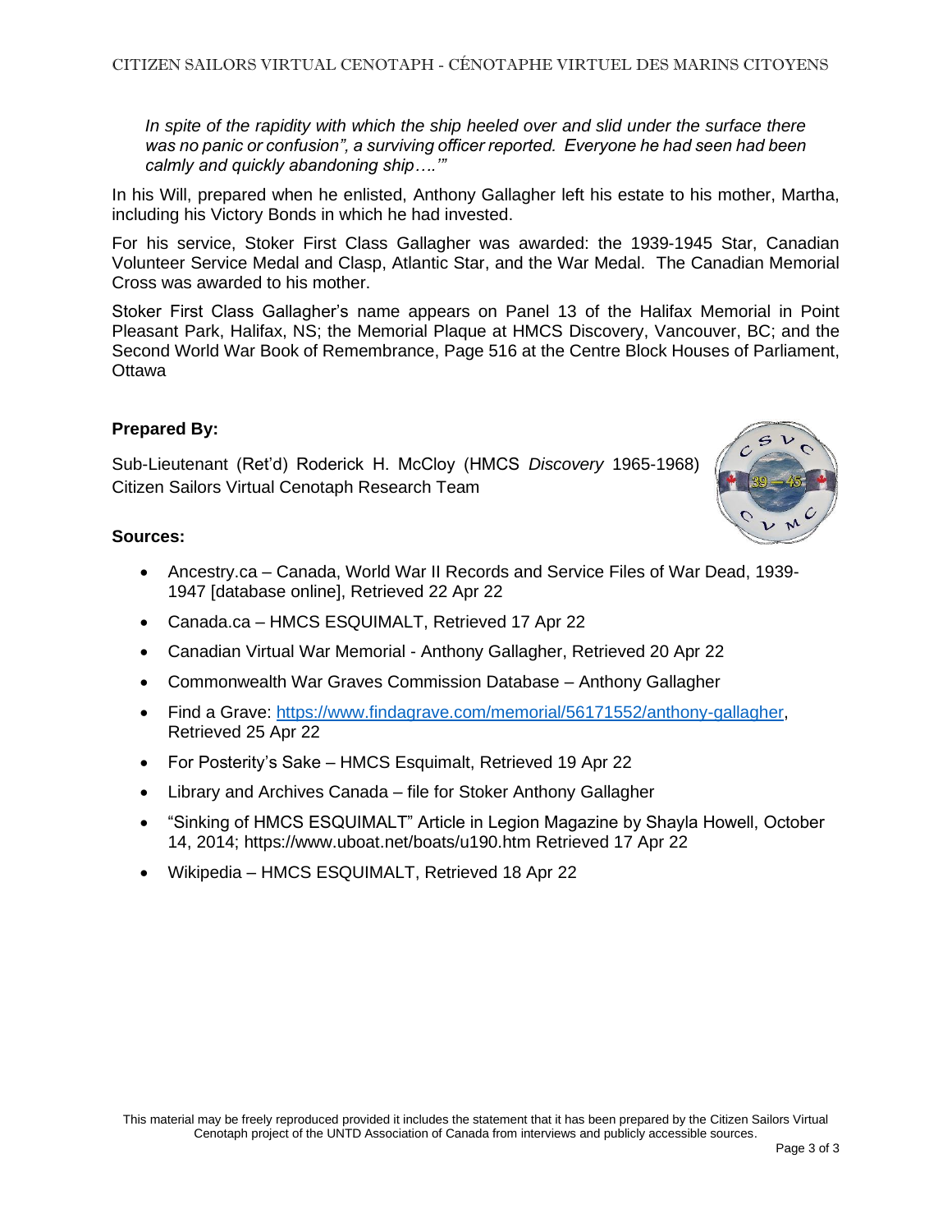*In spite of the rapidity with which the ship heeled over and slid under the surface there was no panic or confusion", a surviving officer reported. Everyone he had seen had been calmly and quickly abandoning ship…."*

In his Will, prepared when he enlisted, Anthony Gallagher left his estate to his mother, Martha, including his Victory Bonds in which he had invested.

For his service, Stoker First Class Gallagher was awarded: the 1939-1945 Star, Canadian Volunteer Service Medal and Clasp, Atlantic Star, and the War Medal. The Canadian Memorial Cross was awarded to his mother.

Stoker First Class Gallagher's name appears on Panel 13 of the Halifax Memorial in Point Pleasant Park, Halifax, NS; the Memorial Plaque at HMCS Discovery, Vancouver, BC; and the Second World War Book of Remembrance, Page 516 at the Centre Block Houses of Parliament, Ottawa

**Prepared By:**

Sub-Lieutenant (Ret'd) Roderick H. McCloy (HMCS *Discovery* 1965-1968)
Citizen Sailors Virtual Cenotaph Research Team

**Sources:**

- Ancestry.ca – Canada, World War II Records and Service Files of War Dead, 1939-1947 [database online], Retrieved 22 Apr 22
- Canada.ca – HMCS ESQUIMALT, Retrieved 17 Apr 22
- Canadian Virtual War Memorial - Anthony Gallagher, Retrieved 20 Apr 22
- Commonwealth War Graves Commission Database – Anthony Gallagher
- Find a Grave: https://www.findagrave.com/memorial/56171552/anthony-gallagher, Retrieved 25 Apr 22
- For Posterity's Sake – HMCS Esquimalt, Retrieved 19 Apr 22
- Library and Archives Canada – file for Stoker Anthony Gallagher
- "Sinking of HMCS ESQUIMALT" Article in Legion Magazine by Shayla Howell, October 14, 2014; https://www.uboat.net/boats/u190.htm Retrieved 17 Apr 22
- Wikipedia – HMCS ESQUIMALT, Retrieved 18 Apr 22

This material may be freely reproduced provided it includes the statement that it has been prepared by the Citizen Sailors Virtual Cenotaph project of the UNTD Association of Canada from interviews and publicly accessible sources.